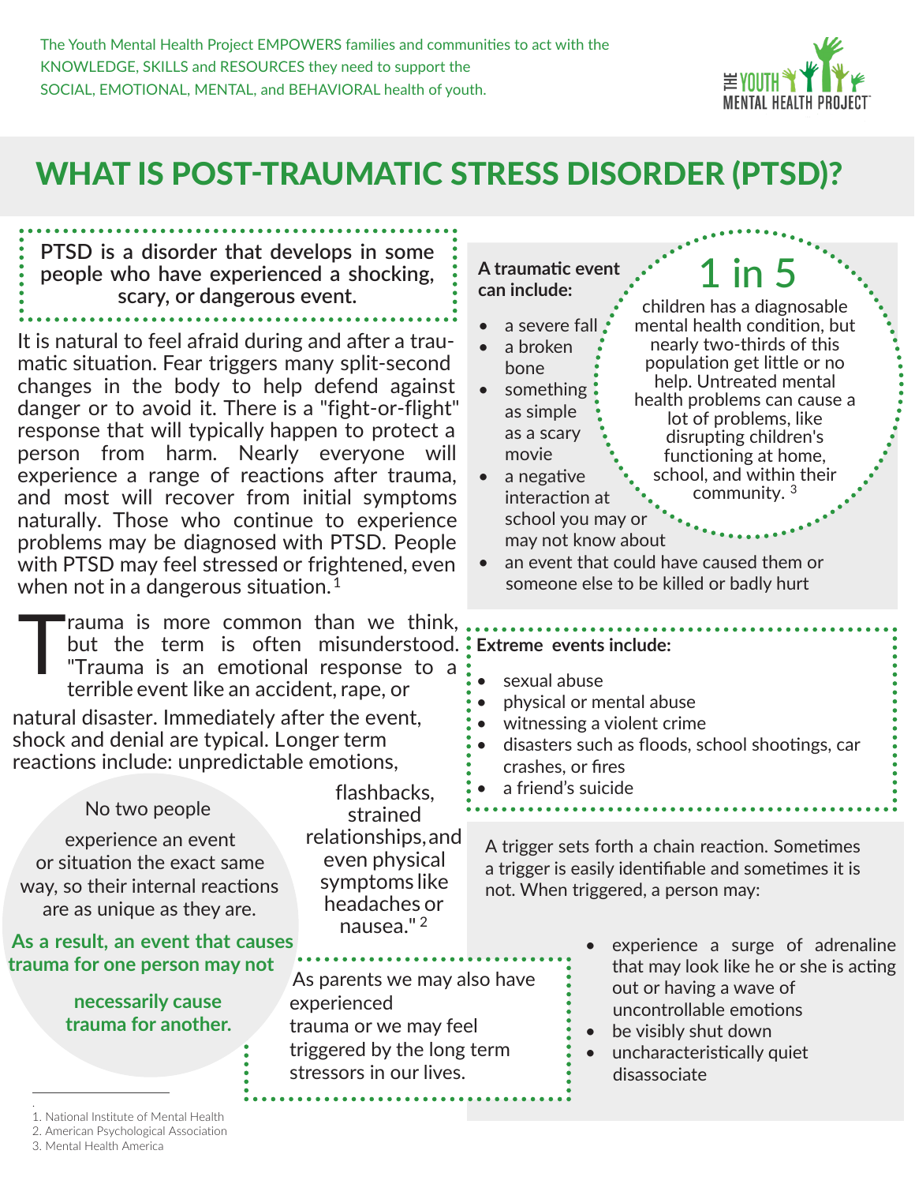The Youth Mental Health Project EMPOWERS families and communities to act with the KNOWLEDGE, SKILLS and RESOURCES they need to support the SOCIAL, EMOTIONAL, MENTAL, and BEHAVIORAL health of youth.

# WHAT IS POST-TRAUMATIC STRESS DISORDER (PTSD)?

**PTSD is a disorder that develops in some people who have experienced a shocking, scary, or dangerous event.**

It is natural to feel afraid during and after a traumatic situation. Fear triggers many split-second changes in the body to help defend against danger or to avoid it. There is a "fight-or-flight" response that will typically happen to protect a person from harm. Nearly everyone will experience a range of reactions after trauma, and most will recover from initial symptoms naturally. Those who continue to experience problems may be diagnosed with PTSD. People with PTSD may feel stressed or frightened, even when not in a dangerous situation.[1]

Trauma is more common than we think, but the term is often misunderstood. "Trauma is an emotional response to a terrible event like an accident, rape, or natural disaster. Immediately after the event, shock and denial are typical. Longer term reactions include: unpredictable emotions, flashbacks, strained relationships, and even physical symptoms like headaches or nausea."[2]

No two people experience an event or situation the exact same way, so their internal reactions are as unique as they are.

**As a result, an event that causes trauma for one person may not necessarily cause trauma for another.**

As parents we may also have experienced trauma or we may feel triggered by the long term stressors in our lives.

**A traumatic event can include:**

- a severe fall
- a broken bone
- something as simple as a scary movie
- a negative interaction at school you may or may not know about
- an event that could have caused them or someone else to be killed or badly hurt

## 1 in 5

children has a diagnosable mental health condition, but nearly two-thirds of this population get little or no help. Untreated mental health problems can cause a lot of problems, like disrupting children's functioning at home, school, and within their community.[3]

**Extreme events include:**

- sexual abuse
- physical or mental abuse
- witnessing a violent crime
- disasters such as floods, school shootings, car crashes, or fires
- a friend's suicide

A trigger sets forth a chain reaction. Sometimes a trigger is easily identifiable and sometimes it is not. When triggered, a person may:

- experience a surge of adrenaline that may look like he or she is acting out or having a wave of uncontrollable emotions
- be visibly shut down
- uncharacteristically quiet disassociate

1. National Institute of Mental Health
2. American Psychological Association
3. Mental Health America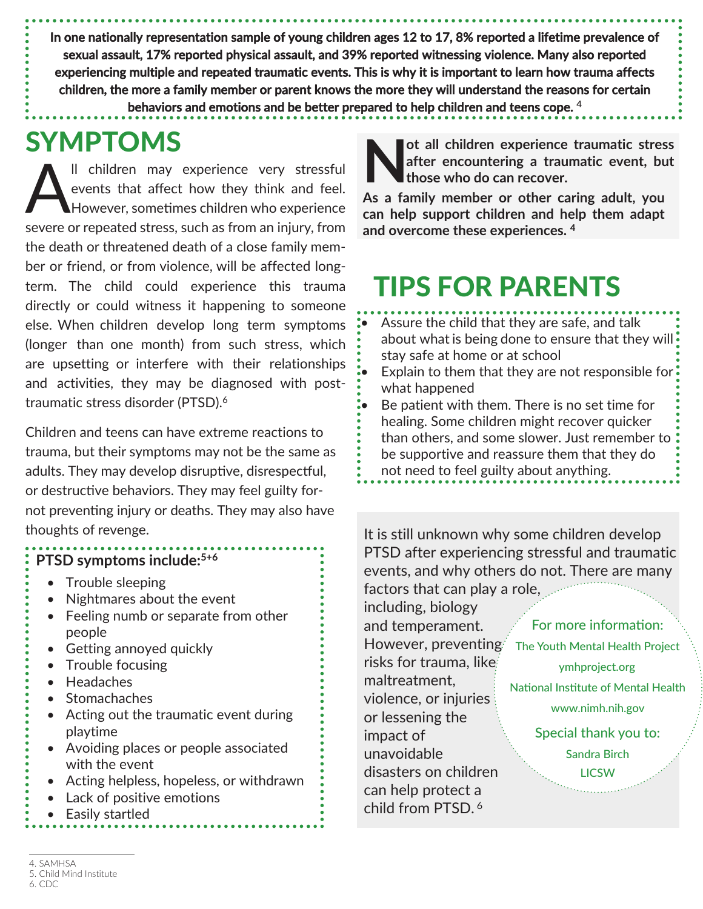**In one nationally representation sample of young children ages 12 to 17, 8% reported a lifetime prevalence of sexual assault, 17% reported physical assault, and 39% reported witnessing violence. Many also reported experiencing multiple and repeated traumatic events. This is why it is important to learn how trauma affects children, the more a family member or parent knows the more they will understand the reasons for certain behaviors and emotions and be better prepared to help children and teens cope.** [4]

# SYMPTOMS

All children may experience very stressful events that affect how they think and feel. However, sometimes children who experience severe or repeated stress, such as from an injury, from the death or threatened death of a close family member or friend, or from violence, will be affected long-term. The child could experience this trauma directly or could witness it happening to someone else. When children develop long term symptoms (longer than one month) from such stress, which are upsetting or interfere with their relationships and activities, they may be diagnosed with post-traumatic stress disorder (PTSD).[6]

Children and teens can have extreme reactions to trauma, but their symptoms may not be the same as adults. They may develop disruptive, disrespectful, or destructive behaviors. They may feel guilty for not preventing injury or deaths. They may also have thoughts of revenge.

**PTSD symptoms include:**[5+6]

- Trouble sleeping
- Nightmares about the event
- Feeling numb or separate from other people
- Getting annoyed quickly
- Trouble focusing
- Headaches
- Stomachaches
- Acting out the traumatic event during playtime
- Avoiding places or people associated with the event
- Acting helpless, hopeless, or withdrawn
- Lack of positive emotions
- Easily startled

**Not all children experience traumatic stress after encountering a traumatic event, but those who do can recover.**

**As a family member or other caring adult, you can help support children and help them adapt and overcome these experiences.** [4]

# TIPS FOR PARENTS

- Assure the child that they are safe, and talk about what is being done to ensure that they will stay safe at home or at school
- Explain to them that they are not responsible for what happened
- Be patient with them. There is no set time for healing. Some children might recover quicker than others, and some slower. Just remember to be supportive and reassure them that they do not need to feel guilty about anything.

It is still unknown why some children develop PTSD after experiencing stressful and traumatic events, and why others do not. There are many factors that can play a role, including, biology and temperament. However, preventing risks for trauma, like maltreatment, violence, or injuries or lessening the impact of unavoidable disasters on children can help protect a child from PTSD. [6]

For more information:

The Youth Mental Health Project

ymhproject.org

National Institute of Mental Health

www.nimh.nih.gov

Special thank you to:

Sandra Birch

LICSW

4. SAMHSA
5. Child Mind Institute
6. CDC